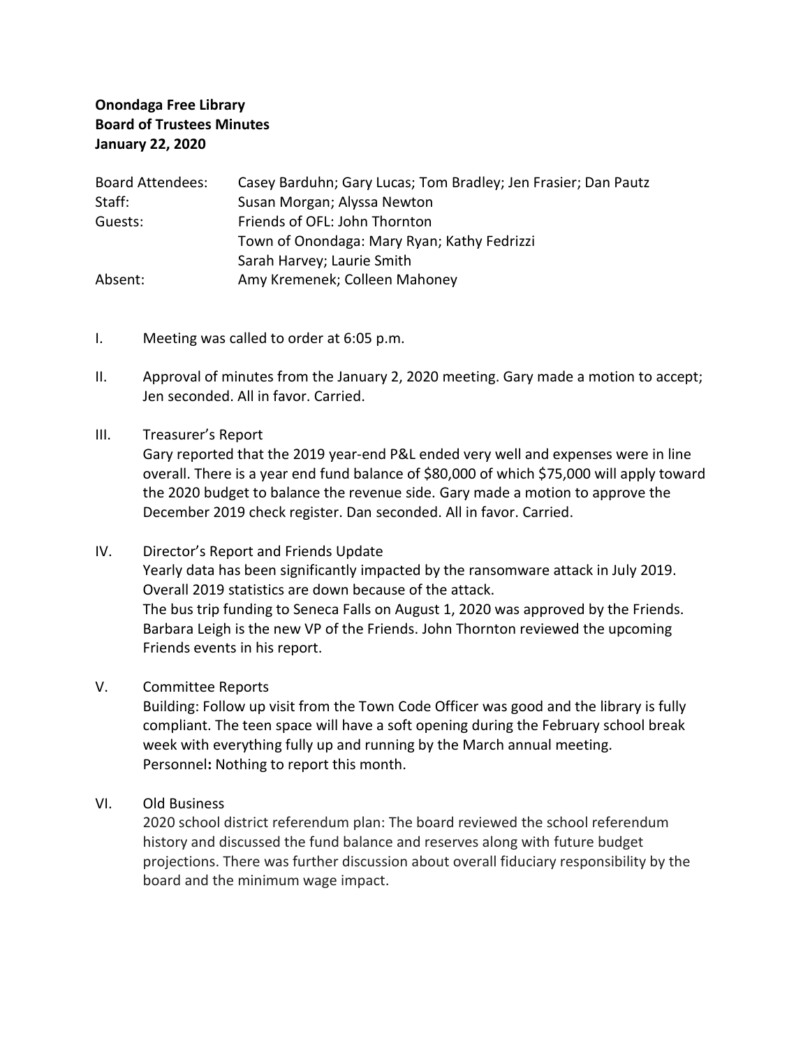**Onondaga Free Library**
**Board of Trustees Minutes**
**January 22, 2020**

| | |
|---|---|
| Board Attendees: | Casey Barduhn; Gary Lucas; Tom Bradley; Jen Frasier; Dan Pautz |
| Staff: | Susan Morgan; Alyssa Newton |
| Guests: | Friends of OFL: John Thornton |
| | Town of Onondaga: Mary Ryan; Kathy Fedrizzi |
| | Sarah Harvey; Laurie Smith |
| Absent: | Amy Kremenek; Colleen Mahoney |

I. Meeting was called to order at 6:05 p.m.

II. Approval of minutes from the January 2, 2020 meeting. Gary made a motion to accept; Jen seconded. All in favor. Carried.

III. Treasurer's Report
Gary reported that the 2019 year-end P&L ended very well and expenses were in line overall. There is a year end fund balance of $80,000 of which $75,000 will apply toward the 2020 budget to balance the revenue side. Gary made a motion to approve the December 2019 check register. Dan seconded. All in favor. Carried.

IV. Director's Report and Friends Update
Yearly data has been significantly impacted by the ransomware attack in July 2019. Overall 2019 statistics are down because of the attack.
The bus trip funding to Seneca Falls on August 1, 2020 was approved by the Friends. Barbara Leigh is the new VP of the Friends. John Thornton reviewed the upcoming Friends events in his report.

V. Committee Reports
Building: Follow up visit from the Town Code Officer was good and the library is fully compliant. The teen space will have a soft opening during the February school break week with everything fully up and running by the March annual meeting.
Personnel**:** Nothing to report this month.

VI. Old Business
2020 school district referendum plan: The board reviewed the school referendum history and discussed the fund balance and reserves along with future budget projections. There was further discussion about overall fiduciary responsibility by the board and the minimum wage impact.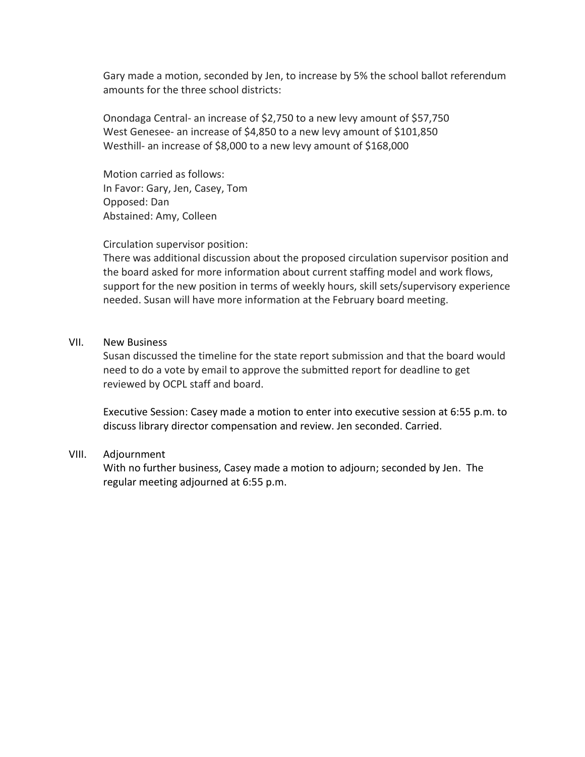Gary made a motion, seconded by Jen, to increase by 5% the school ballot referendum amounts for the three school districts:

Onondaga Central- an increase of $2,750 to a new levy amount of $57,750
West Genesee- an increase of $4,850 to a new levy amount of $101,850
Westhill- an increase of $8,000 to a new levy amount of $168,000

Motion carried as follows:
In Favor: Gary, Jen, Casey, Tom
Opposed: Dan
Abstained: Amy, Colleen

Circulation supervisor position:
There was additional discussion about the proposed circulation supervisor position and the board asked for more information about current staffing model and work flows, support for the new position in terms of weekly hours, skill sets/supervisory experience needed. Susan will have more information at the February board meeting.

VII. New Business

Susan discussed the timeline for the state report submission and that the board would need to do a vote by email to approve the submitted report for deadline to get reviewed by OCPL staff and board.

Executive Session: Casey made a motion to enter into executive session at 6:55 p.m. to discuss library director compensation and review. Jen seconded. Carried.

VIII. Adjournment

With no further business, Casey made a motion to adjourn; seconded by Jen. The regular meeting adjourned at 6:55 p.m.